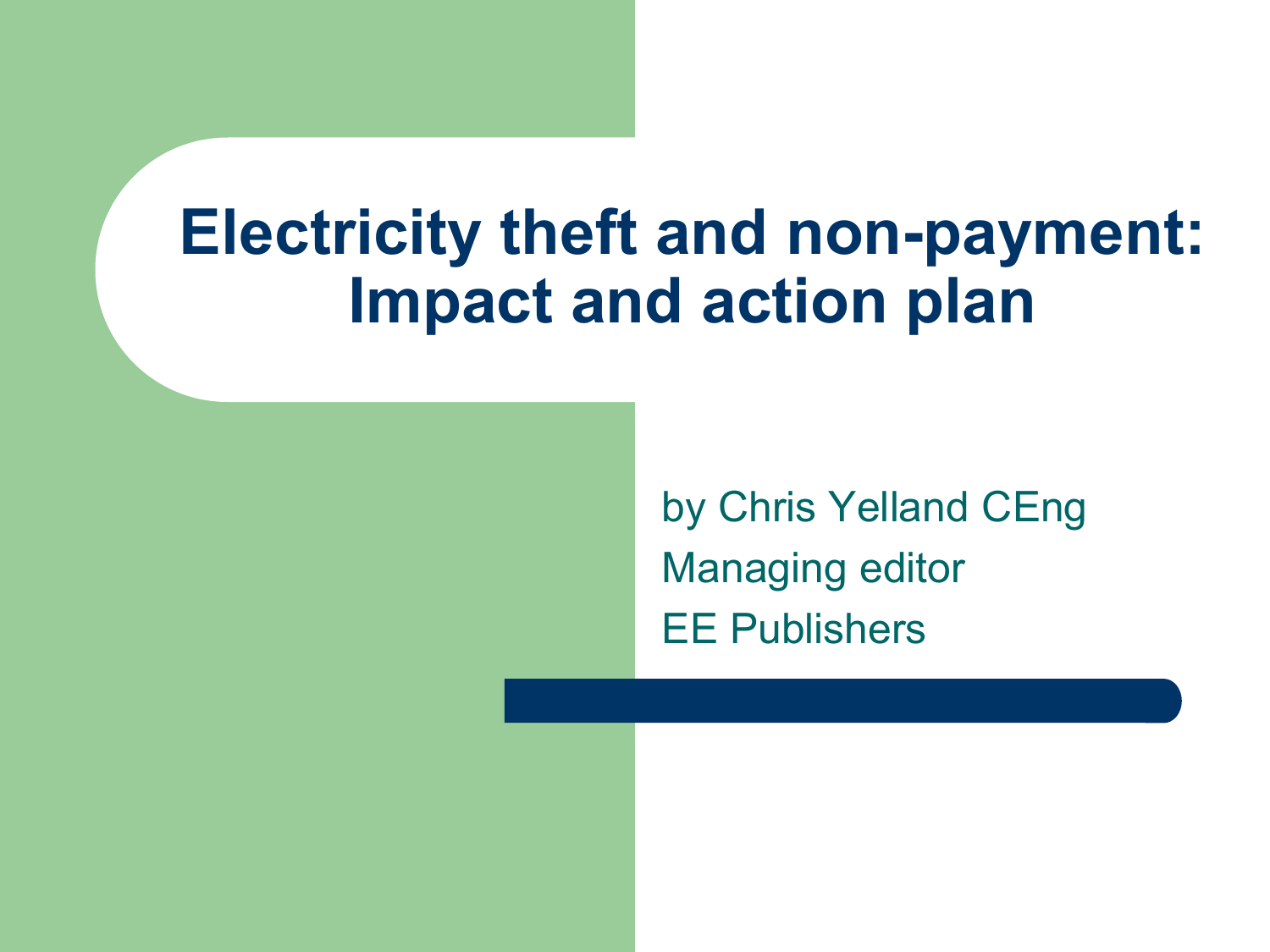# Electricity theft and non-payment: Impact and action plan

by Chris Yelland CEng

Managing editor

EE Publishers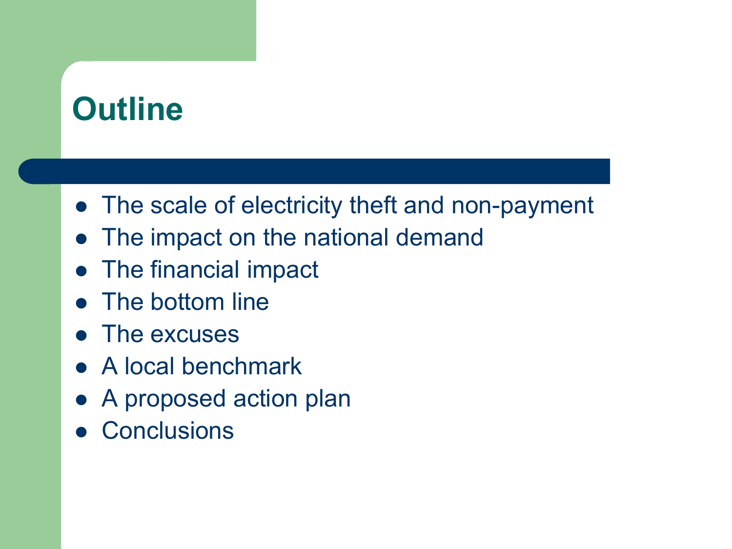# Outline

- The scale of electricity theft and non-payment
- The impact on the national demand
- The financial impact
- The bottom line
- The excuses
- A local benchmark
- A proposed action plan
- Conclusions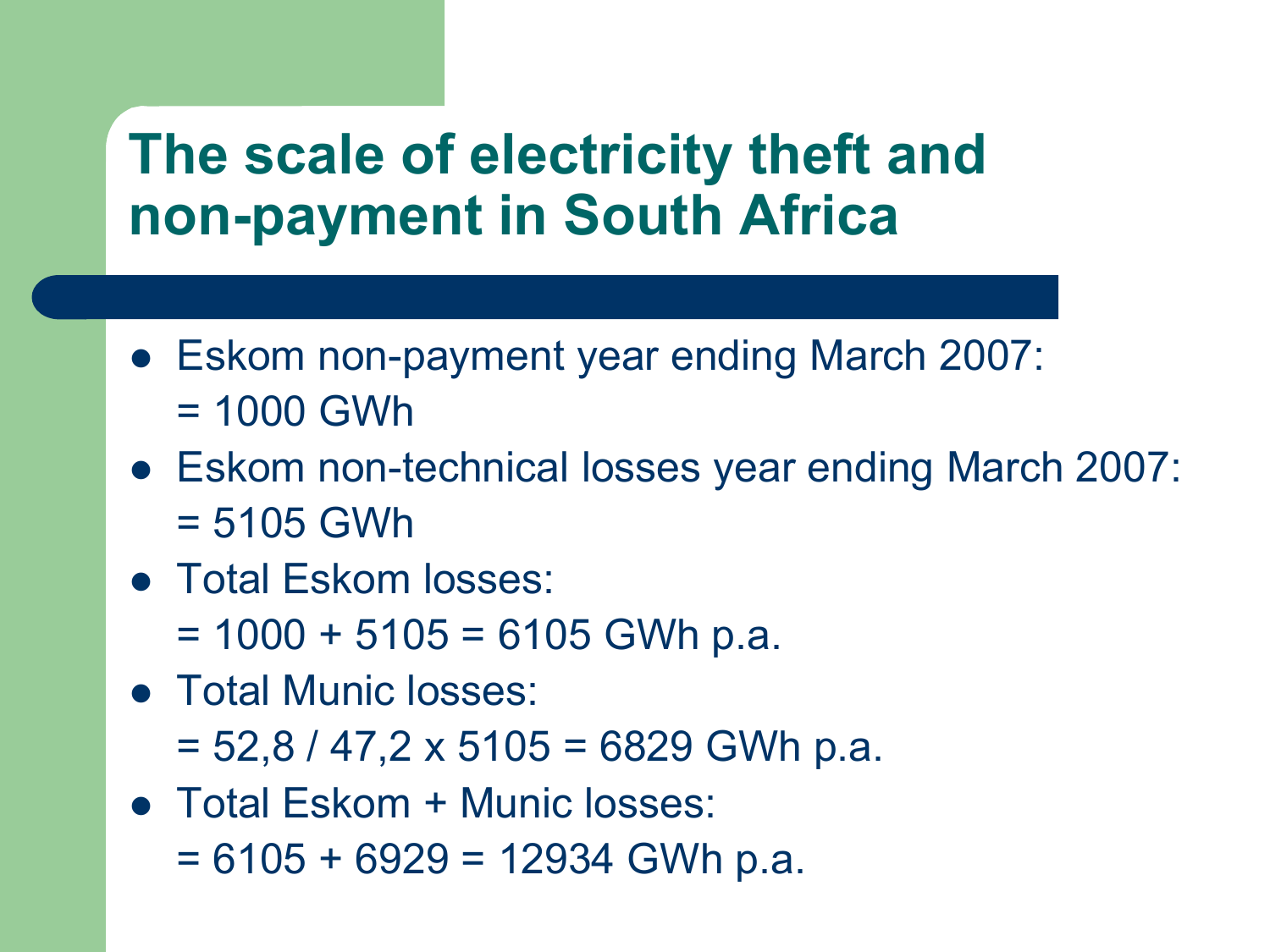# The scale of electricity theft and non-payment in South Africa

- Eskom non-payment year ending March 2007:
  = 1000 GWh
- Eskom non-technical losses year ending March 2007:
  = 5105 GWh
- Total Eskom losses:
  = 1000 + 5105 = 6105 GWh p.a.
- Total Munic losses:
  = 52,8 / 47,2 x 5105 = 6829 GWh p.a.
- Total Eskom + Munic losses:
  = 6105 + 6929 = 12934 GWh p.a.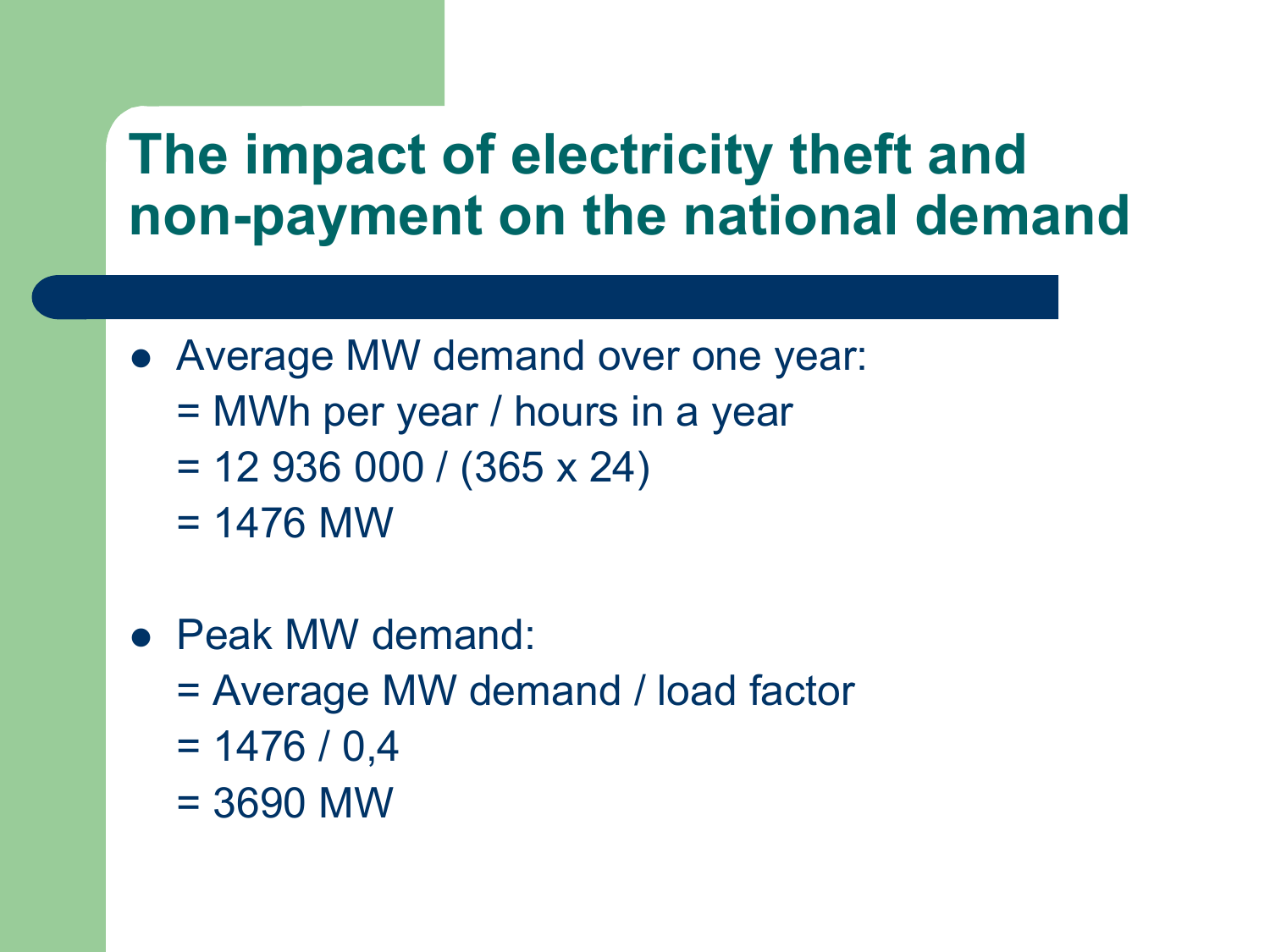# The impact of electricity theft and non-payment on the national demand

- Average MW demand over one year:
  = MWh per year / hours in a year
  = 12 936 000 / (365 x 24)
  = 1476 MW

- Peak MW demand:
  = Average MW demand / load factor
  = 1476 / 0,4
  = 3690 MW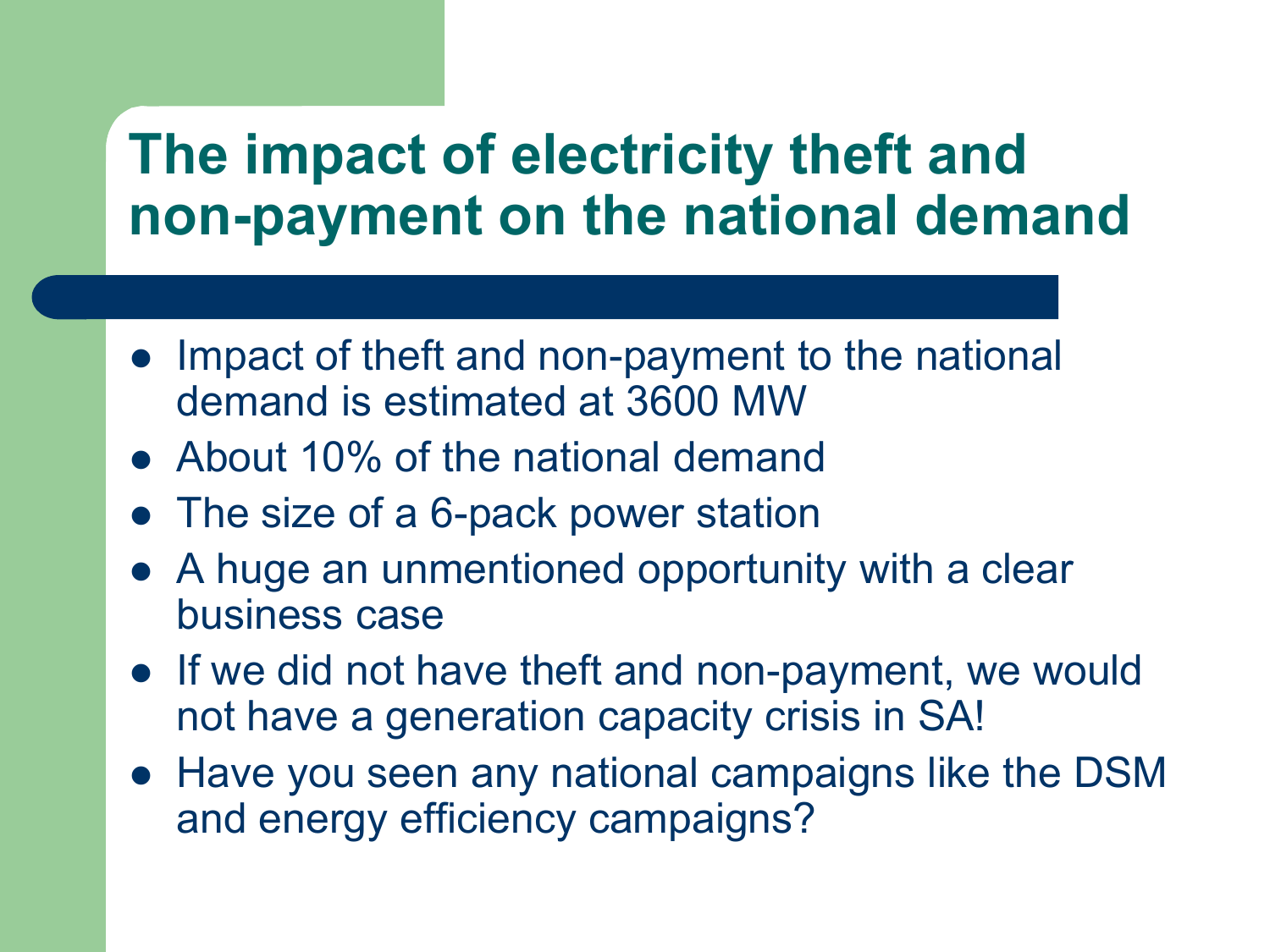# The impact of electricity theft and non-payment on the national demand

- Impact of theft and non-payment to the national demand is estimated at 3600 MW
- About 10% of the national demand
- The size of a 6-pack power station
- A huge an unmentioned opportunity with a clear business case
- If we did not have theft and non-payment, we would not have a generation capacity crisis in SA!
- Have you seen any national campaigns like the DSM and energy efficiency campaigns?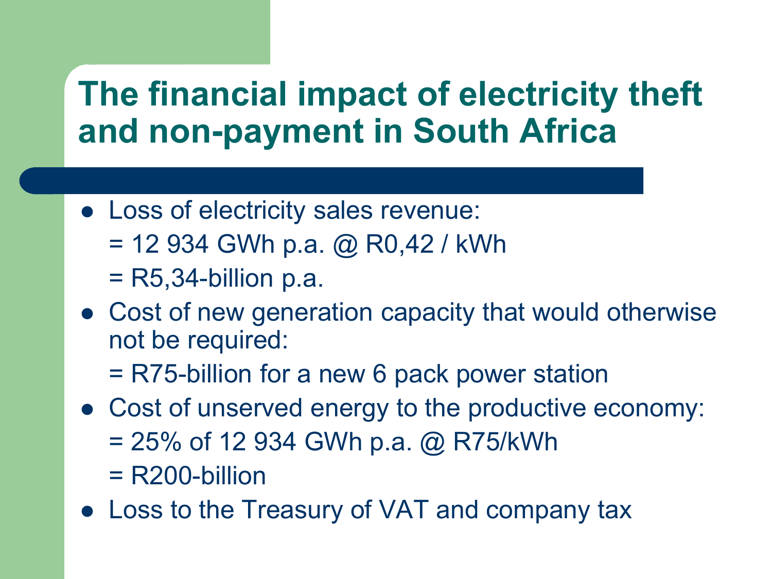# The financial impact of electricity theft and non-payment in South Africa

- Loss of electricity sales revenue:
  = 12 934 GWh p.a. @ R0,42 / kWh
  = R5,34-billion p.a.
- Cost of new generation capacity that would otherwise not be required:
  = R75-billion for a new 6 pack power station
- Cost of unserved energy to the productive economy:
  = 25% of 12 934 GWh p.a. @ R75/kWh
  = R200-billion
- Loss to the Treasury of VAT and company tax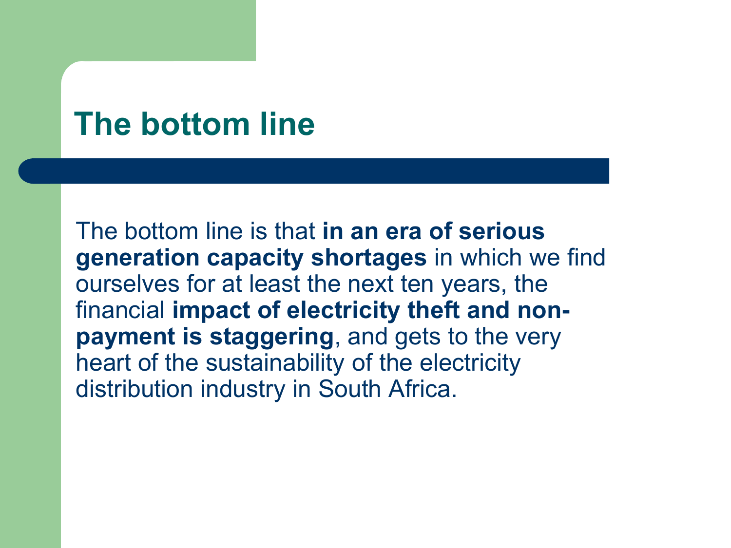# The bottom line

The bottom line is that **in an era of serious generation capacity shortages** in which we find ourselves for at least the next ten years, the financial **impact of electricity theft and non-payment is staggering**, and gets to the very heart of the sustainability of the electricity distribution industry in South Africa.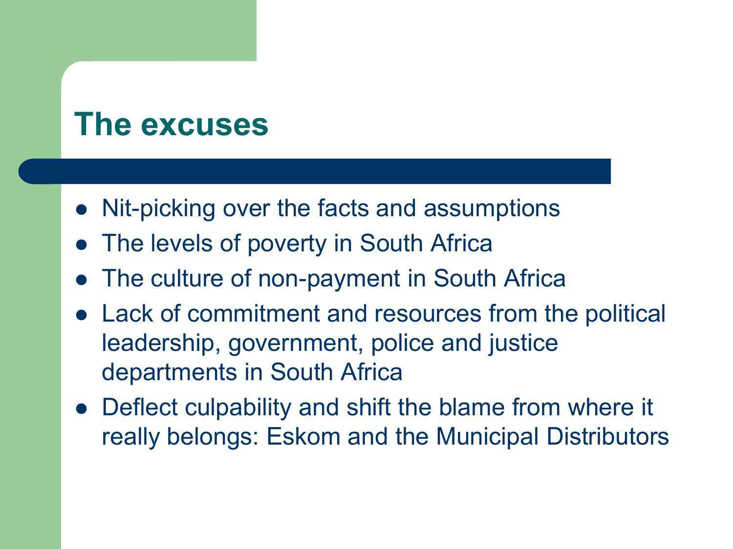# The excuses

- Nit-picking over the facts and assumptions
- The levels of poverty in South Africa
- The culture of non-payment in South Africa
- Lack of commitment and resources from the political leadership, government, police and justice departments in South Africa
- Deflect culpability and shift the blame from where it really belongs: Eskom and the Municipal Distributors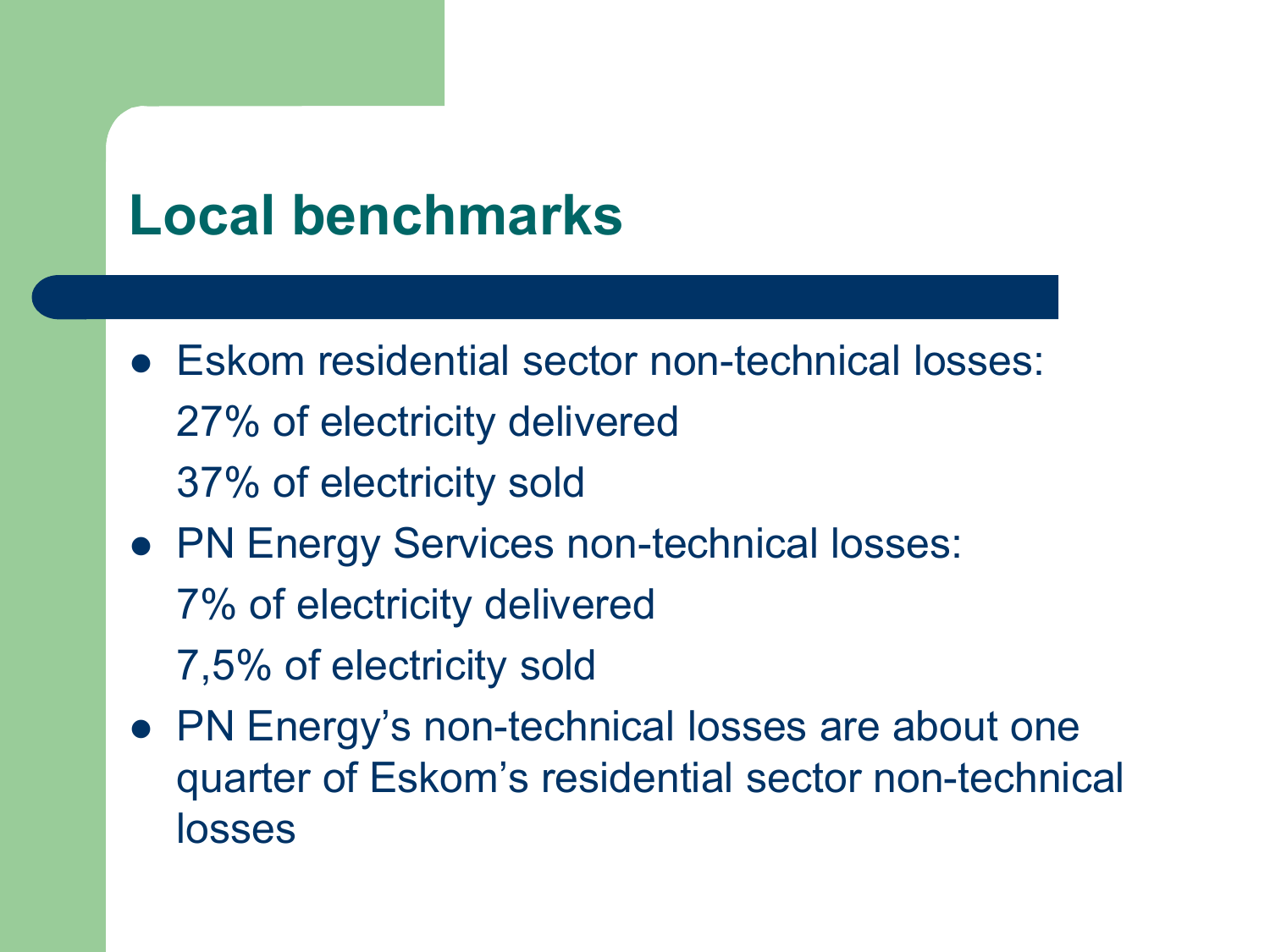# Local benchmarks

- Eskom residential sector non-technical losses:
  27% of electricity delivered
  37% of electricity sold
- PN Energy Services non-technical losses:
  7% of electricity delivered
  7,5% of electricity sold
- PN Energy's non-technical losses are about one quarter of Eskom's residential sector non-technical losses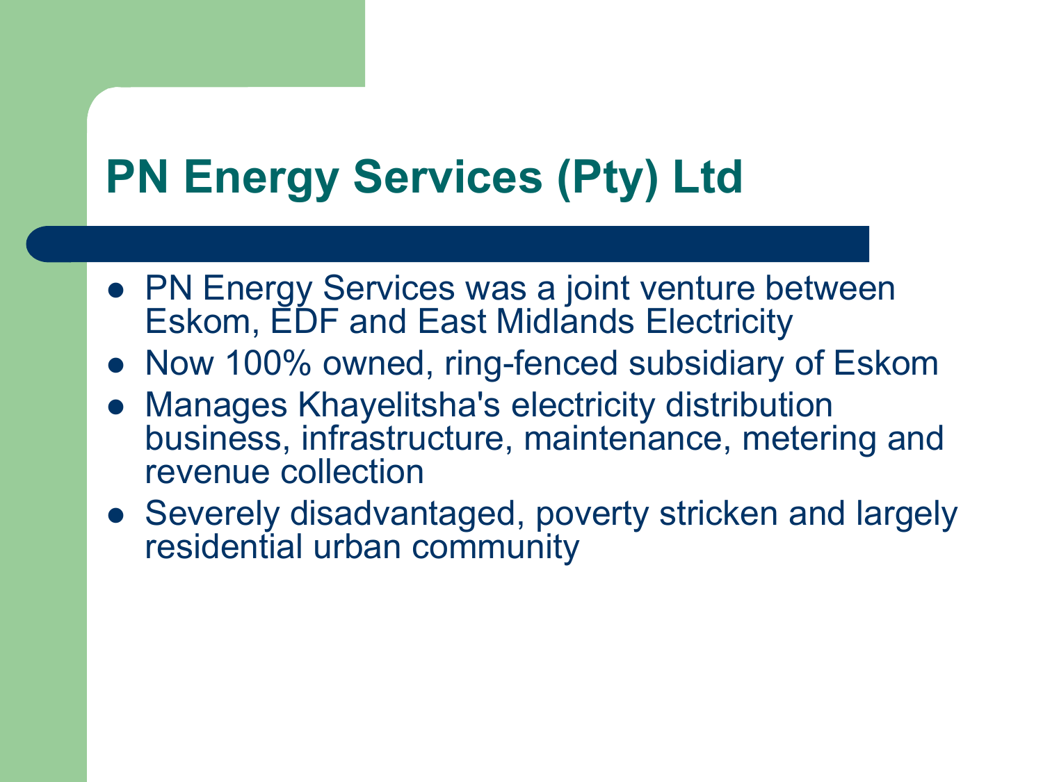# PN Energy Services (Pty) Ltd

- PN Energy Services was a joint venture between Eskom, EDF and East Midlands Electricity
- Now 100% owned, ring-fenced subsidiary of Eskom
- Manages Khayelitsha's electricity distribution business, infrastructure, maintenance, metering and revenue collection
- Severely disadvantaged, poverty stricken and largely residential urban community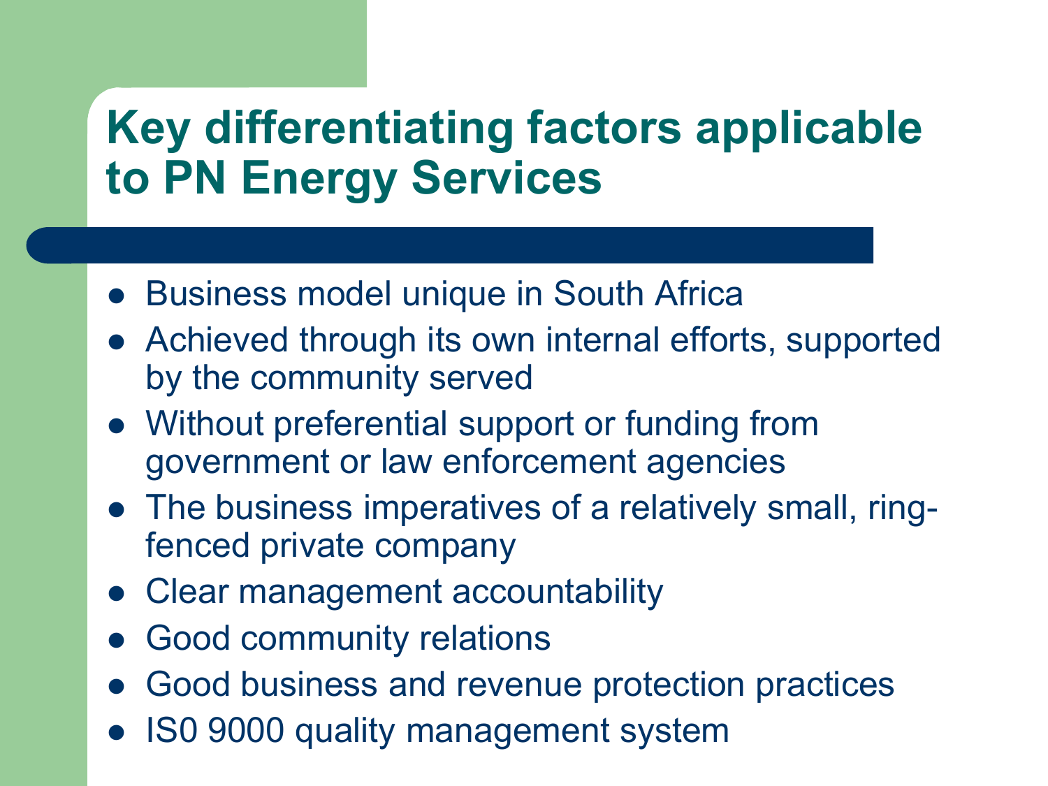# Key differentiating factors applicable to PN Energy Services

- Business model unique in South Africa
- Achieved through its own internal efforts, supported by the community served
- Without preferential support or funding from government or law enforcement agencies
- The business imperatives of a relatively small, ring-fenced private company
- Clear management accountability
- Good community relations
- Good business and revenue protection practices
- IS0 9000 quality management system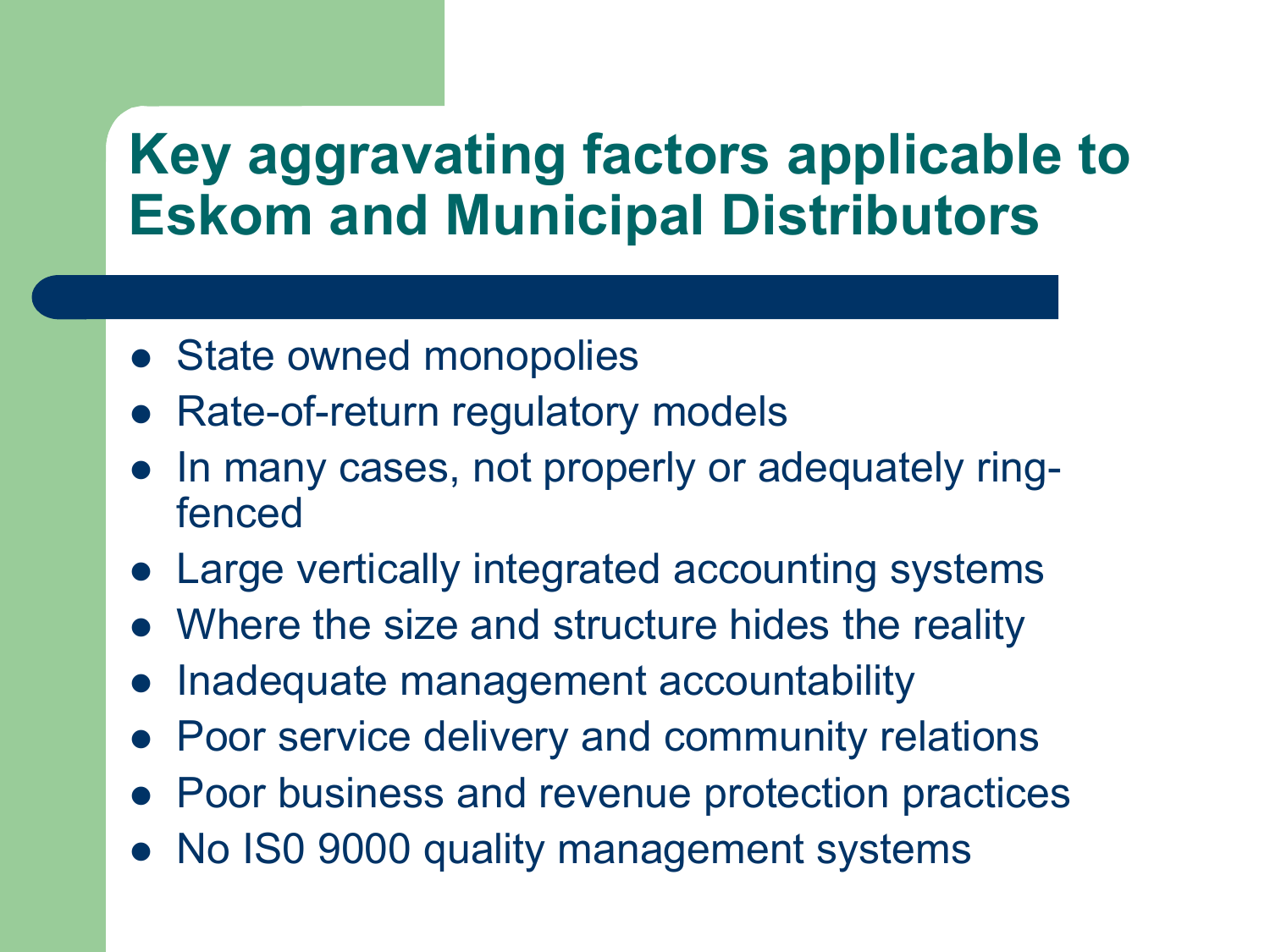# Key aggravating factors applicable to Eskom and Municipal Distributors

- State owned monopolies
- Rate-of-return regulatory models
- In many cases, not properly or adequately ring-fenced
- Large vertically integrated accounting systems
- Where the size and structure hides the reality
- Inadequate management accountability
- Poor service delivery and community relations
- Poor business and revenue protection practices
- No IS0 9000 quality management systems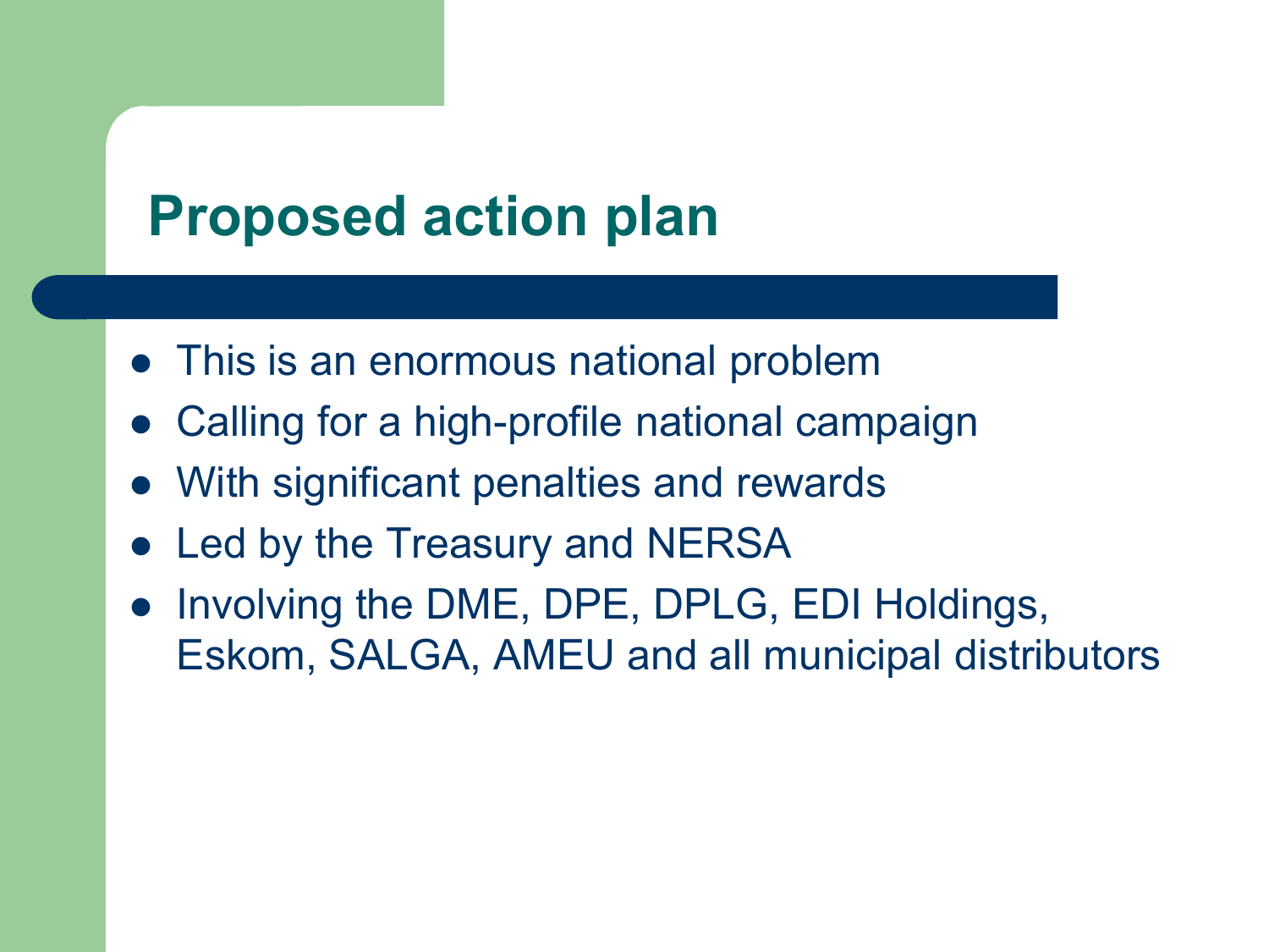# Proposed action plan

- This is an enormous national problem
- Calling for a high-profile national campaign
- With significant penalties and rewards
- Led by the Treasury and NERSA
- Involving the DME, DPE, DPLG, EDI Holdings, Eskom, SALGA, AMEU and all municipal distributors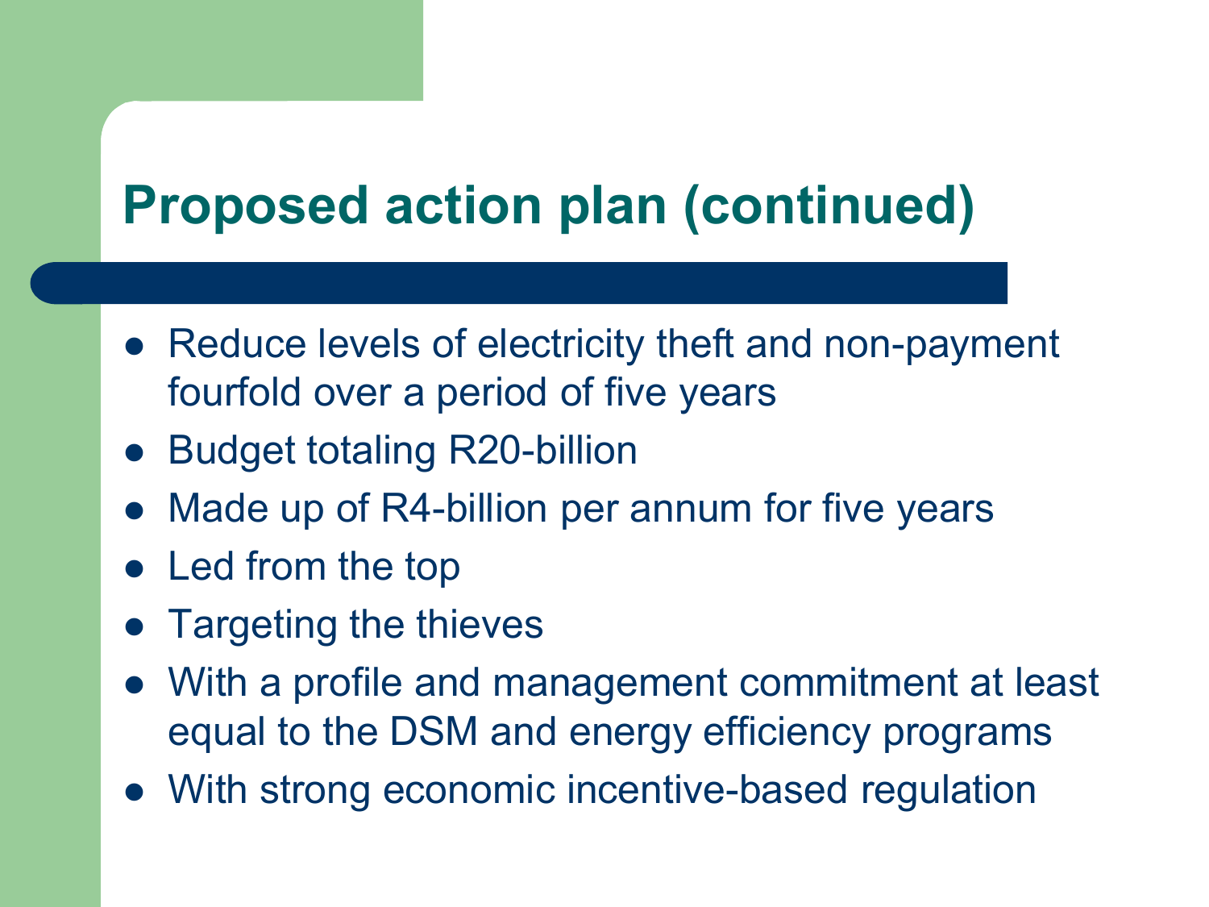# Proposed action plan (continued)

- Reduce levels of electricity theft and non-payment fourfold over a period of five years
- Budget totaling R20-billion
- Made up of R4-billion per annum for five years
- Led from the top
- Targeting the thieves
- With a profile and management commitment at least equal to the DSM and energy efficiency programs
- With strong economic incentive-based regulation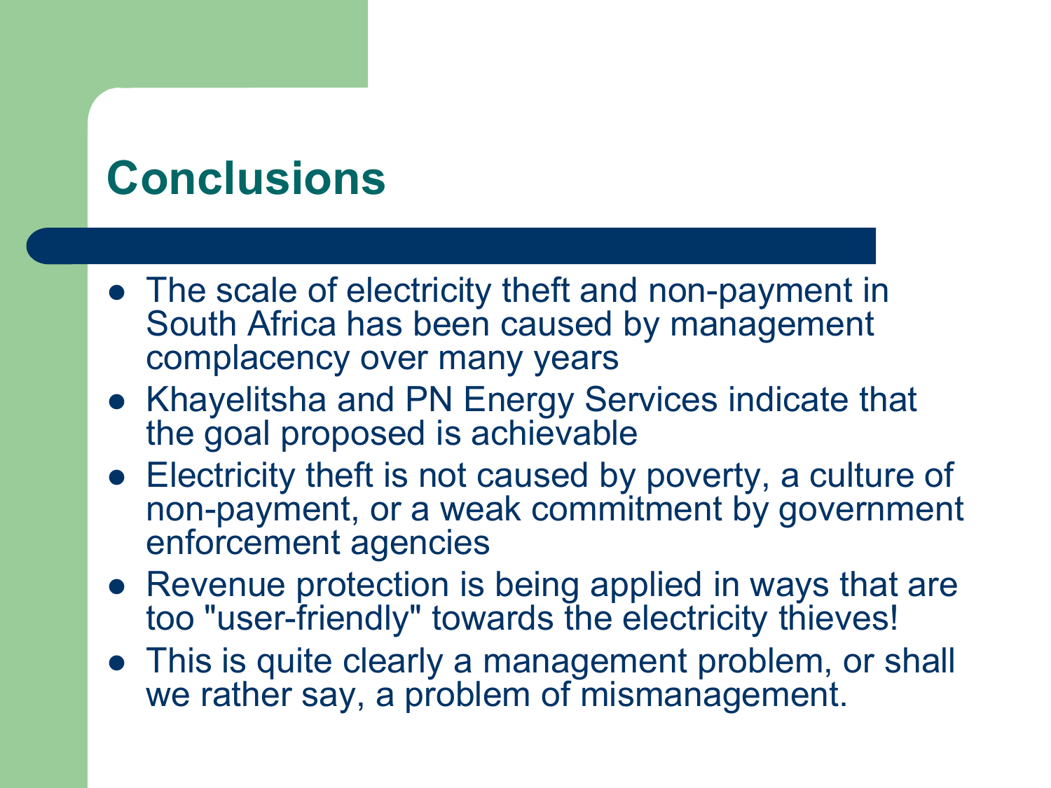# Conclusions

- The scale of electricity theft and non-payment in South Africa has been caused by management complacency over many years
- Khayelitsha and PN Energy Services indicate that the goal proposed is achievable
- Electricity theft is not caused by poverty, a culture of non-payment, or a weak commitment by government enforcement agencies
- Revenue protection is being applied in ways that are too "user-friendly" towards the electricity thieves!
- This is quite clearly a management problem, or shall we rather say, a problem of mismanagement.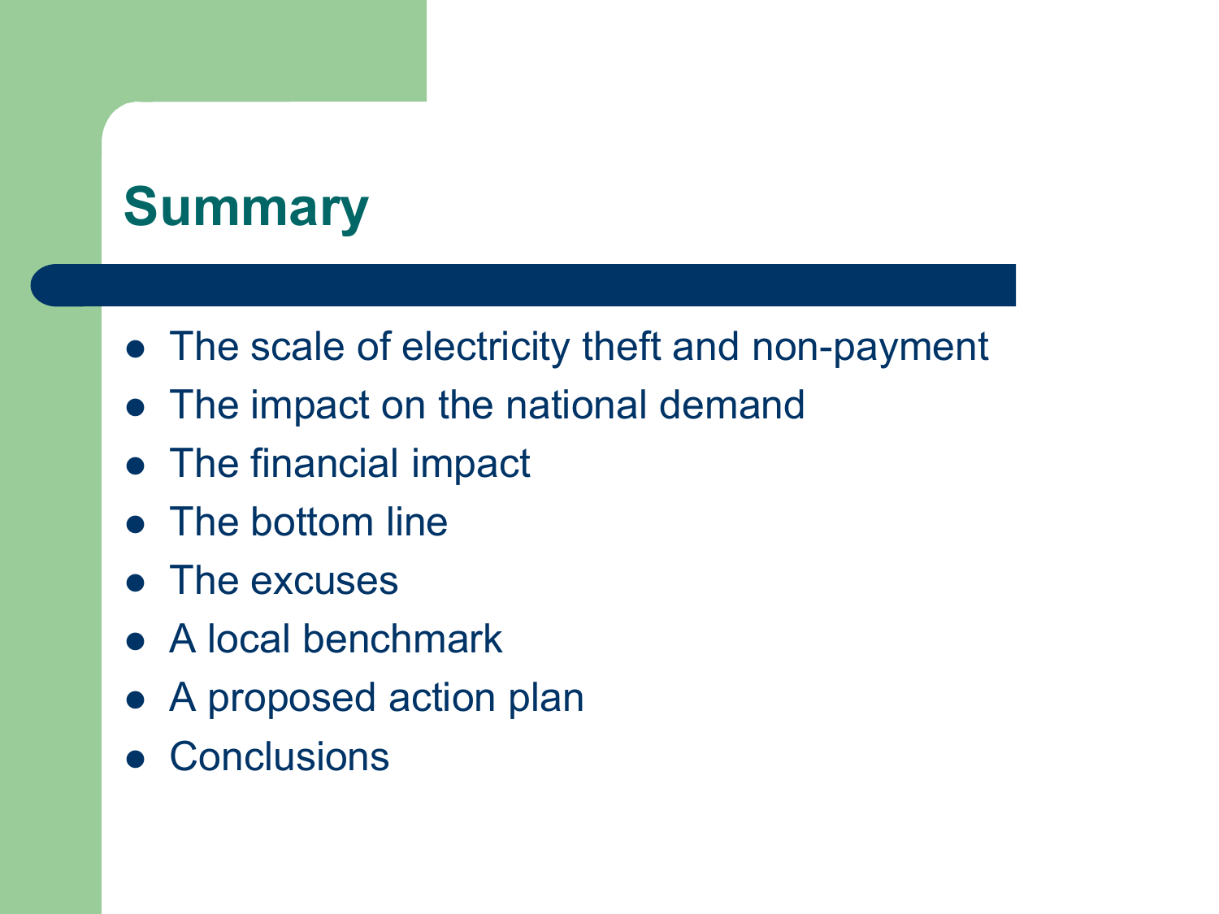# Summary

- The scale of electricity theft and non-payment
- The impact on the national demand
- The financial impact
- The bottom line
- The excuses
- A local benchmark
- A proposed action plan
- Conclusions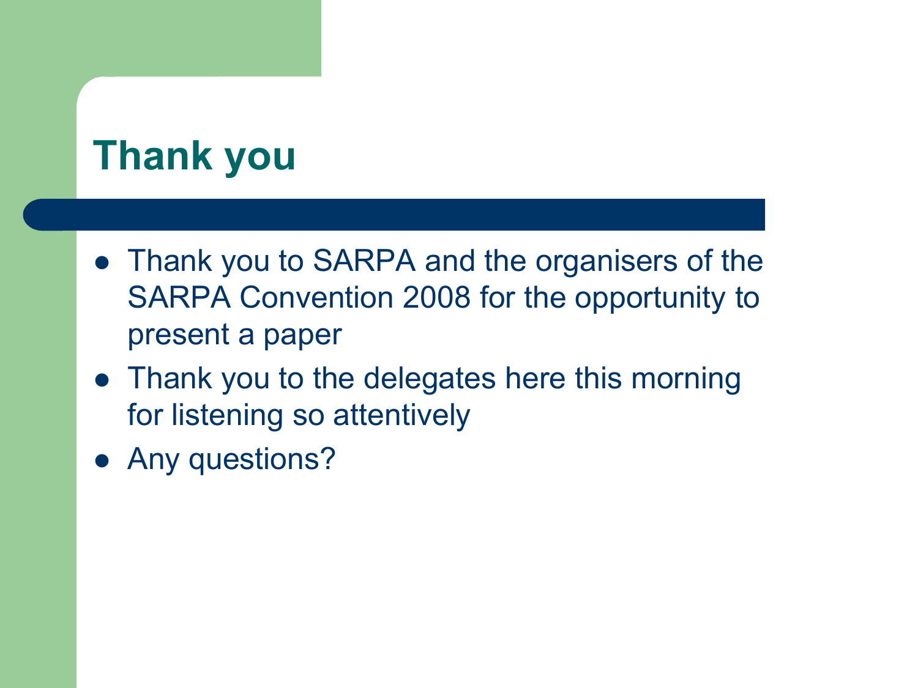# Thank you

- Thank you to SARPA and the organisers of the SARPA Convention 2008 for the opportunity to present a paper
- Thank you to the delegates here this morning for listening so attentively
- Any questions?